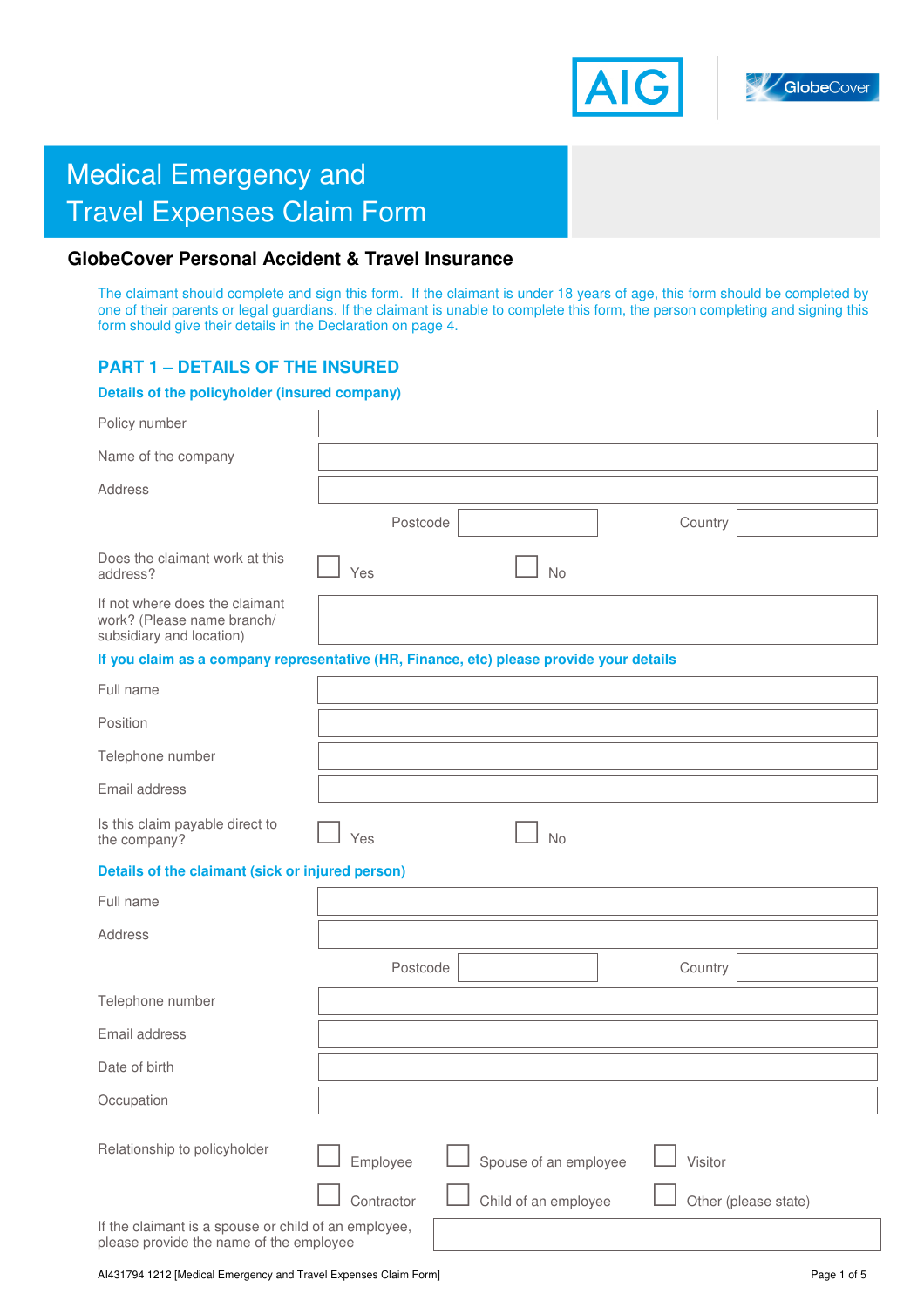# Medical Emergency and Travel Expenses Claim Form

## GlobeCover Personal Accident & Travel Insurance

The claimant should complete and sign this form. If the claimant is under 18 years of age, this form should be completed by one of their parents or legal guardians. If the claimant is unable to complete this form, the person completing and signing this form should give their details in the Declaration on page 4.

## PART 1 – DETAILS OF THE INSURED

### Details of the policyholder (insured company)

Policy number

Name of the company

Address

Postcode                Country

Does the claimant work at this address?  ☐ Yes  ☐ No

If not where does the claimant work? (Please name branch/ subsidiary and location)

### If you claim as a company representative (HR, Finance, etc) please provide your details

Full name

Position

Telephone number

Email address

Is this claim payable direct to the company?  ☐ Yes  ☐ No

### Details of the claimant (sick or injured person)

Full name

Address

Postcode                Country

Telephone number

Email address

Date of birth

Occupation

Relationship to policyholder  ☐ Employee  ☐ Spouse of an employee  ☐ Visitor  ☐ Contractor  ☐ Child of an employee  ☐ Other (please state)

If the claimant is a spouse or child of an employee, please provide the name of the employee

AI431794 1212 [Medical Emergency and Travel Expenses Claim Form]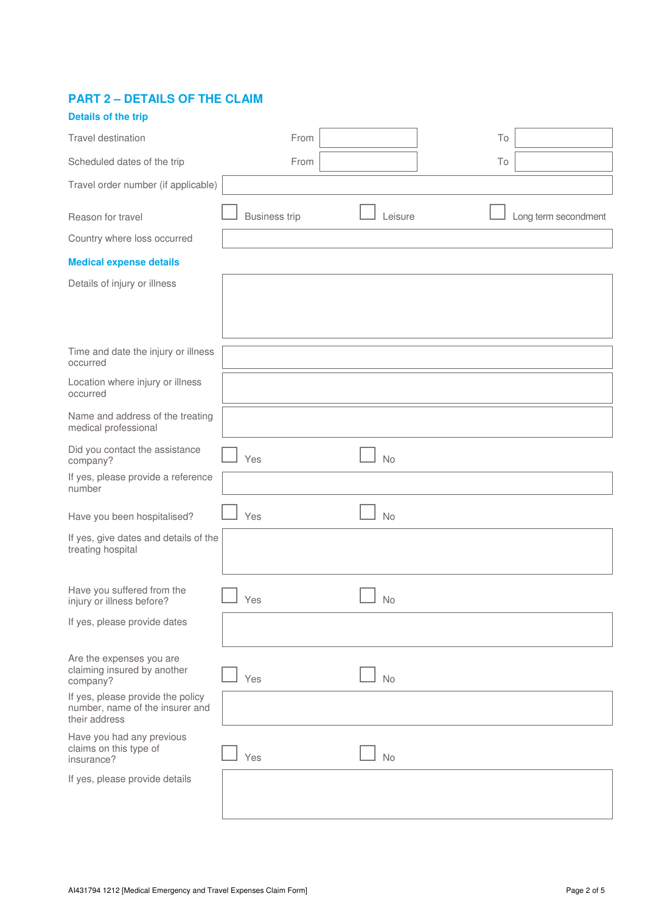## PART 2 – DETAILS OF THE CLAIM

### Details of the trip

| | | | | |
|---|---|---|---|---|
| Travel destination | From | | To | |
| Scheduled dates of the trip | From | | To | |
| Travel order number (if applicable) | | | | |
| Reason for travel | ☐ Business trip | ☐ Leisure | ☐ Long term secondment | |
| Country where loss occurred | | | | |

### Medical expense details

| | | |
|---|---|---|
| Details of injury or illness | | |
| Time and date the injury or illness occurred | | |
| Location where injury or illness occurred | | |
| Name and address of the treating medical professional | | |
| Did you contact the assistance company? | ☐ Yes | ☐ No |
| If yes, please provide a reference number | | |
| Have you been hospitalised? | ☐ Yes | ☐ No |
| If yes, give dates and details of the treating hospital | | |
| Have you suffered from the injury or illness before? | ☐ Yes | ☐ No |
| If yes, please provide dates | | |
| Are the expenses you are claiming insured by another company? | ☐ Yes | ☐ No |
| If yes, please provide the policy number, name of the insurer and their address | | |
| Have you had any previous claims on this type of insurance? | ☐ Yes | ☐ No |
| If yes, please provide details | | |

AI431794 1212 [Medical Emergency and Travel Expenses Claim Form]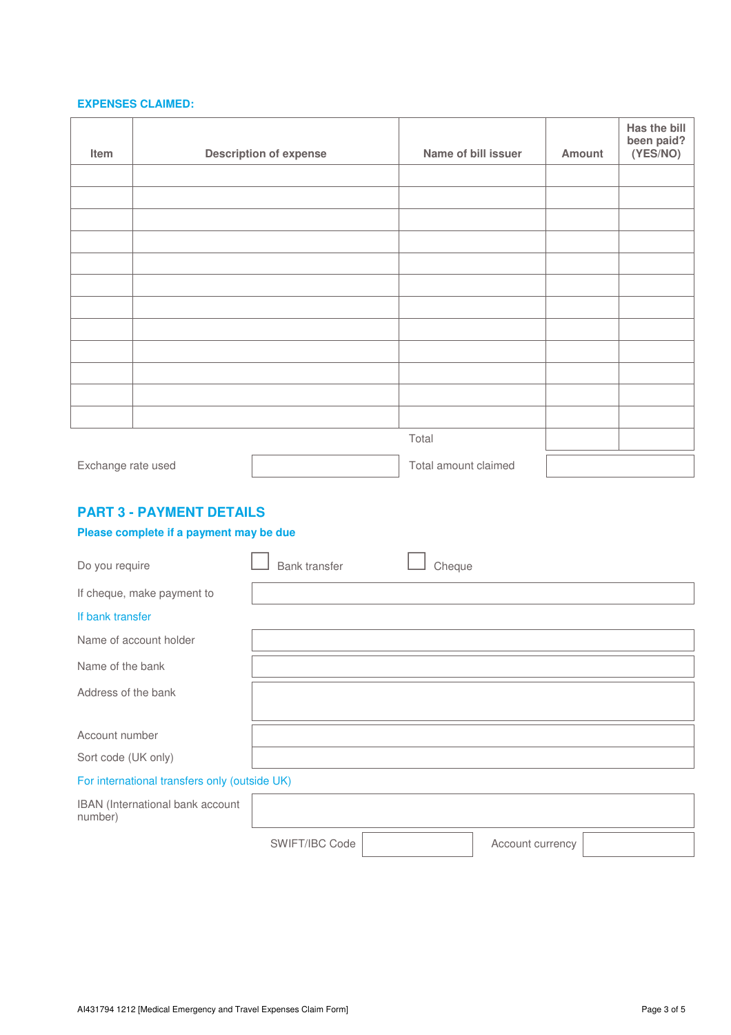**EXPENSES CLAIMED:**

| Item | Description of expense | Name of bill issuer | Amount | Has the bill been paid? (YES/NO) |
|---|---|---|---|---|
| | | | | |
| | | | | |
| | | | | |
| | | | | |
| | | | | |
| | | | | |
| | | | | |
| | | | | |
| | | | | |
| | | | | |
| | | | | |
| | | | | |
| | | Total | | |

Exchange rate used: ____________ Total amount claimed: ____________

## PART 3 - PAYMENT DETAILS

**Please complete if a payment may be due**

Do you require ☐ Bank transfer ☐ Cheque

If cheque, make payment to: ____________

If bank transfer

Name of account holder: ____________

Name of the bank: ____________

Address of the bank: ____________

Account number: ____________

Sort code (UK only): ____________

For international transfers only (outside UK)

IBAN (International bank account number): ____________

SWIFT/IBC Code: ____________ Account currency: ____________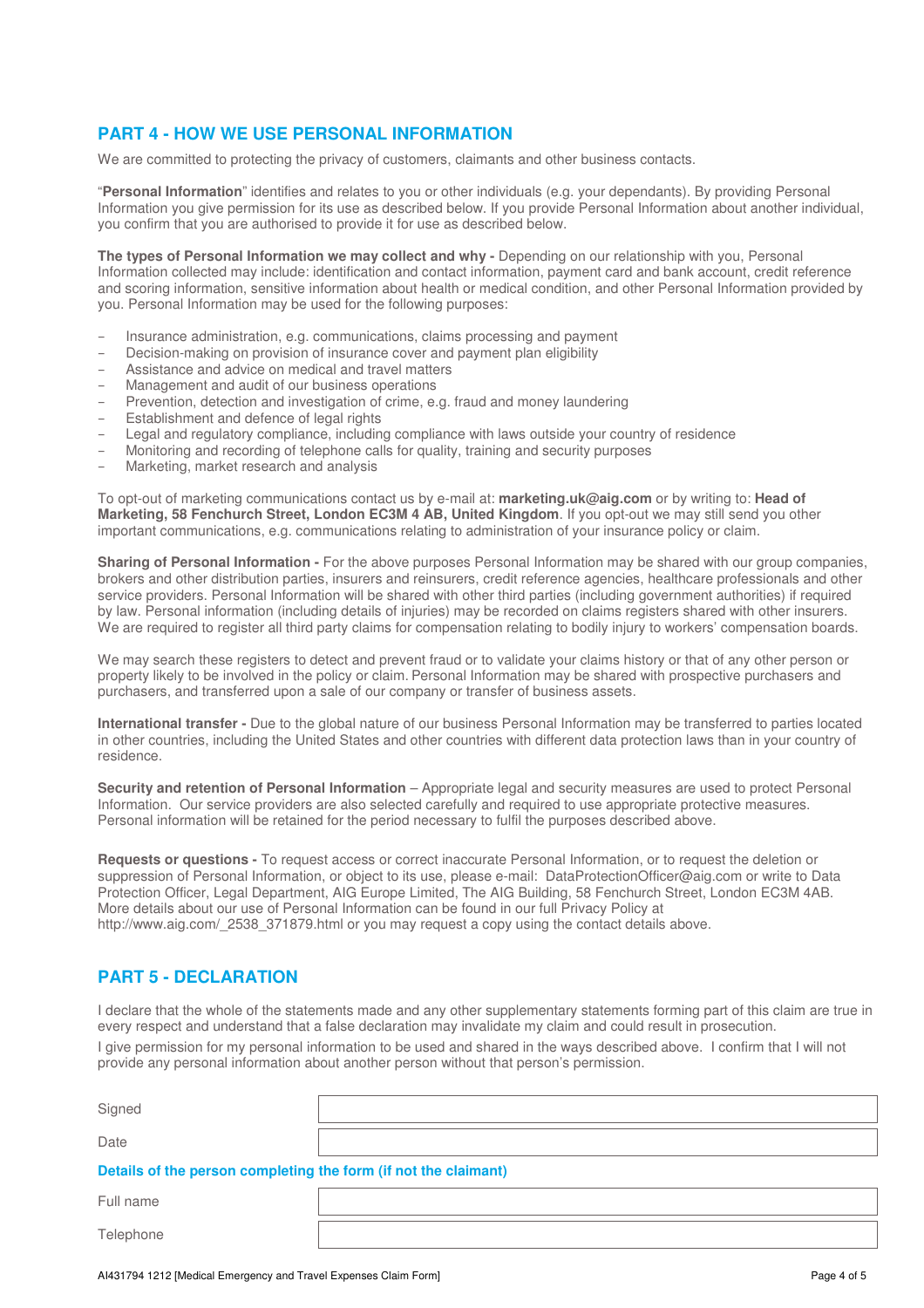## PART 4 - HOW WE USE PERSONAL INFORMATION

We are committed to protecting the privacy of customers, claimants and other business contacts.

"**Personal Information**" identifies and relates to you or other individuals (e.g. your dependants). By providing Personal Information you give permission for its use as described below. If you provide Personal Information about another individual, you confirm that you are authorised to provide it for use as described below.

**The types of Personal Information we may collect and why -** Depending on our relationship with you, Personal Information collected may include: identification and contact information, payment card and bank account, credit reference and scoring information, sensitive information about health or medical condition, and other Personal Information provided by you. Personal Information may be used for the following purposes:

- Insurance administration, e.g. communications, claims processing and payment
- Decision-making on provision of insurance cover and payment plan eligibility
- Assistance and advice on medical and travel matters
- Management and audit of our business operations
- Prevention, detection and investigation of crime, e.g. fraud and money laundering
- Establishment and defence of legal rights
- Legal and regulatory compliance, including compliance with laws outside your country of residence
- Monitoring and recording of telephone calls for quality, training and security purposes
- Marketing, market research and analysis

To opt-out of marketing communications contact us by e-mail at: **marketing.uk@aig.com** or by writing to: **Head of Marketing, 58 Fenchurch Street, London EC3M 4 AB, United Kingdom**. If you opt-out we may still send you other important communications, e.g. communications relating to administration of your insurance policy or claim.

**Sharing of Personal Information -** For the above purposes Personal Information may be shared with our group companies, brokers and other distribution parties, insurers and reinsurers, credit reference agencies, healthcare professionals and other service providers. Personal Information will be shared with other third parties (including government authorities) if required by law. Personal information (including details of injuries) may be recorded on claims registers shared with other insurers. We are required to register all third party claims for compensation relating to bodily injury to workers' compensation boards.

We may search these registers to detect and prevent fraud or to validate your claims history or that of any other person or property likely to be involved in the policy or claim. Personal Information may be shared with prospective purchasers and purchasers, and transferred upon a sale of our company or transfer of business assets.

**International transfer -** Due to the global nature of our business Personal Information may be transferred to parties located in other countries, including the United States and other countries with different data protection laws than in your country of residence.

**Security and retention of Personal Information** – Appropriate legal and security measures are used to protect Personal Information. Our service providers are also selected carefully and required to use appropriate protective measures. Personal information will be retained for the period necessary to fulfil the purposes described above.

**Requests or questions -** To request access or correct inaccurate Personal Information, or to request the deletion or suppression of Personal Information, or object to its use, please e-mail: DataProtectionOfficer@aig.com or write to Data Protection Officer, Legal Department, AIG Europe Limited, The AIG Building, 58 Fenchurch Street, London EC3M 4AB. More details about our use of Personal Information can be found in our full Privacy Policy at http://www.aig.com/_2538_371879.html or you may request a copy using the contact details above.

## PART 5 - DECLARATION

I declare that the whole of the statements made and any other supplementary statements forming part of this claim are true in every respect and understand that a false declaration may invalidate my claim and could result in prosecution.

I give permission for my personal information to be used and shared in the ways described above. I confirm that I will not provide any personal information about another person without that person's permission.

| | |
|---|---|
| Signed | |
| Date | |

**Details of the person completing the form (if not the claimant)**

| | |
|---|---|
| Full name | |
| Telephone | |

AI431794 1212 [Medical Emergency and Travel Expenses Claim Form]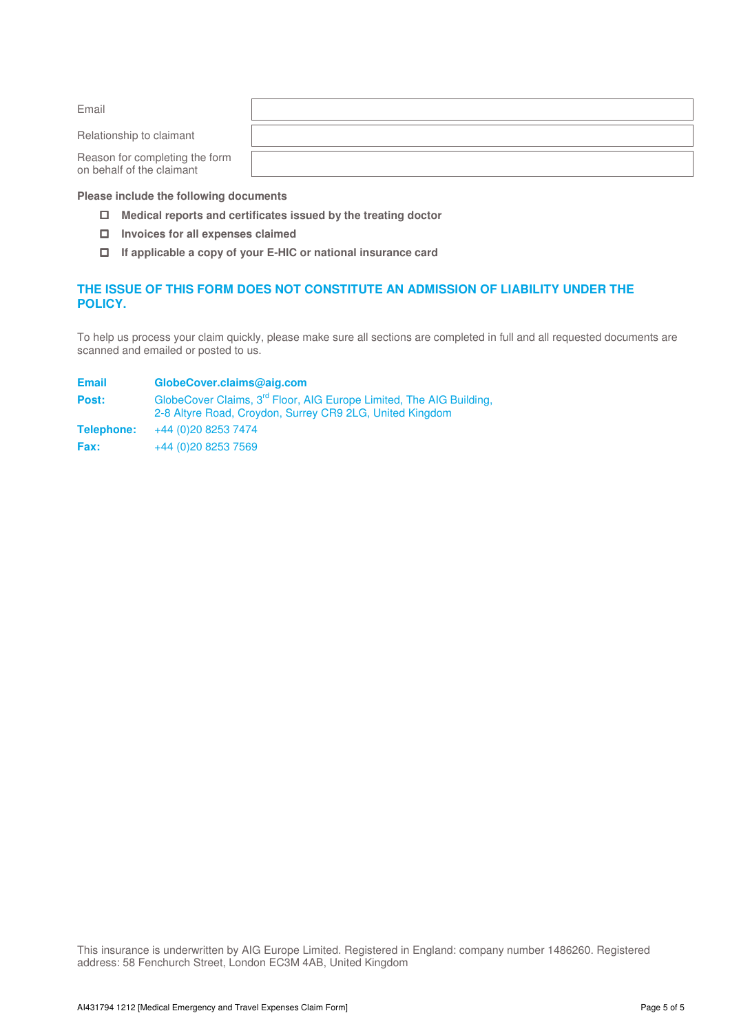| | |
|---|---|
| Email | |
| Relationship to claimant | |
| Reason for completing the form on behalf of the claimant | |

**Please include the following documents**

- ☐ **Medical reports and certificates issued by the treating doctor**
- ☐ **Invoices for all expenses claimed**
- ☐ **If applicable a copy of your E-HIC or national insurance card**

**THE ISSUE OF THIS FORM DOES NOT CONSTITUTE AN ADMISSION OF LIABILITY UNDER THE POLICY.**

To help us process your claim quickly, please make sure all sections are completed in full and all requested documents are scanned and emailed or posted to us.

| | |
|---|---|
| **Email** | **GlobeCover.claims@aig.com** |
| **Post:** | GlobeCover Claims, 3rd Floor, AIG Europe Limited, The AIG Building, 2-8 Altyre Road, Croydon, Surrey CR9 2LG, United Kingdom |
| **Telephone:** | +44 (0)20 8253 7474 |
| **Fax:** | +44 (0)20 8253 7569 |

This insurance is underwritten by AIG Europe Limited. Registered in England: company number 1486260. Registered address: 58 Fenchurch Street, London EC3M 4AB, United Kingdom

AI431794 1212 [Medical Emergency and Travel Expenses Claim Form]